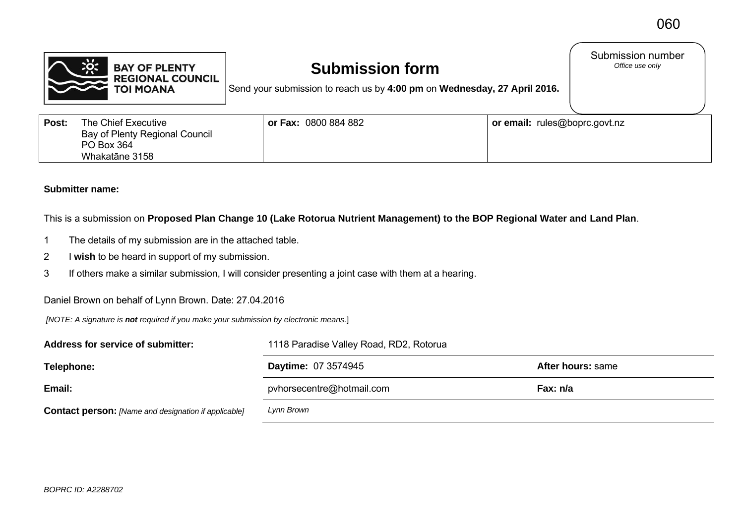060

BAY OF PLENTY REGIONAL COUNCIL TOI MOANA

# Submission form

Send your submission to reach us by **4:00 pm** on **Wednesday, 27 April 2016.**

Submission number
*Office use only*

| **Post:** The Chief Executive Bay of Plenty Regional Council PO Box 364 Whakatāne 3158 | **or Fax:** 0800 884 882 | **or email:** rules@boprc.govt.nz |
|---|---|---|

**Submitter name:**

This is a submission on **Proposed Plan Change 10 (Lake Rotorua Nutrient Management) to the BOP Regional Water and Land Plan**.

1. The details of my submission are in the attached table.
2. I **wish** to be heard in support of my submission.
3. If others make a similar submission, I will consider presenting a joint case with them at a hearing.

Daniel Brown on behalf of Lynn Brown. Date: 27.04.2016

*[NOTE: A signature is **not** required if you make your submission by electronic means.]*

| | | |
|---|---|---|
| **Address for service of submitter:** | 1118 Paradise Valley Road, RD2, Rotorua | |
| **Telephone:** | **Daytime:** 07 3574945 | **After hours:** same |
| **Email:** | pvhorsecentre@hotmail.com | **Fax:** n/a |
| **Contact person:** *[Name and designation if applicable]* | *Lynn Brown* | |

*BOPRC ID: A2288702*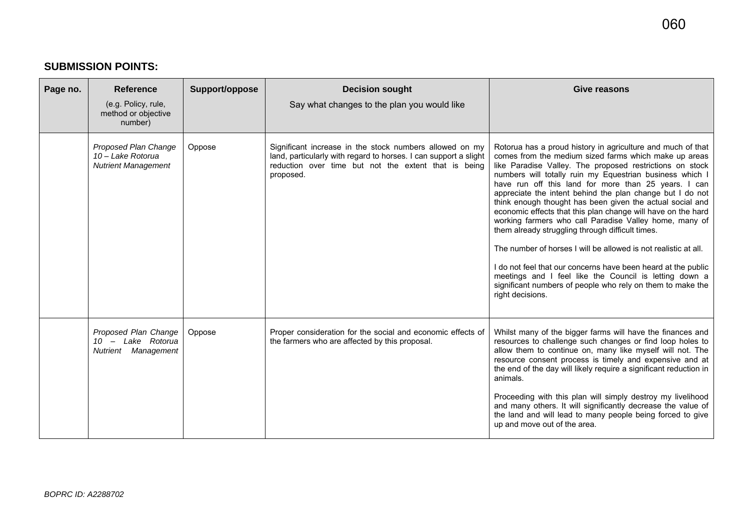## SUBMISSION POINTS:

| Page no. | Reference (e.g. Policy, rule, method or objective number) | Support/oppose | Decision sought Say what changes to the plan you would like | Give reasons |
|---|---|---|---|---|
| | *Proposed Plan Change 10 – Lake Rotorua Nutrient Management* | Oppose | Significant increase in the stock numbers allowed on my land, particularly with regard to horses. I can support a slight reduction over time but not the extent that is being proposed. | Rotorua has a proud history in agriculture and much of that comes from the medium sized farms which make up areas like Paradise Valley. The proposed restrictions on stock numbers will totally ruin my Equestrian business which I have run off this land for more than 25 years. I can appreciate the intent behind the plan change but I do not think enough thought has been given the actual social and economic effects that this plan change will have on the hard working farmers who call Paradise Valley home, many of them already struggling through difficult times.<br><br>The number of horses I will be allowed is not realistic at all.<br><br>I do not feel that our concerns have been heard at the public meetings and I feel like the Council is letting down a significant numbers of people who rely on them to make the right decisions. |
| | *Proposed Plan Change 10 – Lake Rotorua Nutrient Management* | Oppose | Proper consideration for the social and economic effects of the farmers who are affected by this proposal. | Whilst many of the bigger farms will have the finances and resources to challenge such changes or find loop holes to allow them to continue on, many like myself will not. The resource consent process is timely and expensive and at the end of the day will likely require a significant reduction in animals.<br><br>Proceeding with this plan will simply destroy my livelihood and many others. It will significantly decrease the value of the land and will lead to many people being forced to give up and move out of the area. |

*BOPRC ID: A2288702*